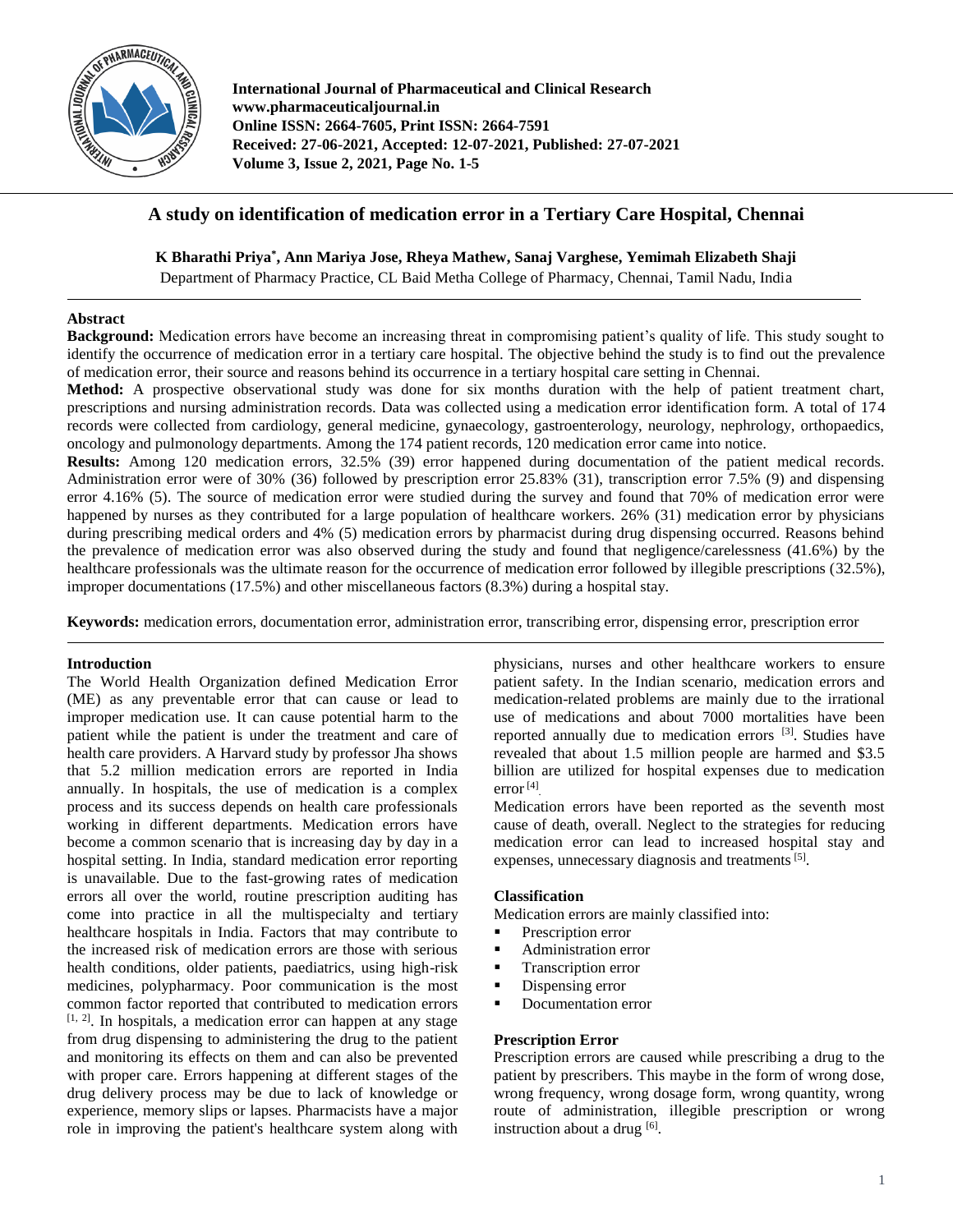# A study on identification of medication error in a Tertiary Care Hospital, Chennai

**K Bharathi Priya*, Ann Mariya Jose, Rheya Mathew, Sanaj Varghese, Yemimah Elizabeth Shaji**

Department of Pharmacy Practice, CL Baid Metha College of Pharmacy, Chennai, Tamil Nadu, India

## Abstract

**Background:** Medication errors have become an increasing threat in compromising patient's quality of life. This study sought to identify the occurrence of medication error in a tertiary care hospital. The objective behind the study is to find out the prevalence of medication error, their source and reasons behind its occurrence in a tertiary hospital care setting in Chennai.

**Method:** A prospective observational study was done for six months duration with the help of patient treatment chart, prescriptions and nursing administration records. Data was collected using a medication error identification form. A total of 174 records were collected from cardiology, general medicine, gynaecology, gastroenterology, neurology, nephrology, orthopaedics, oncology and pulmonology departments. Among the 174 patient records, 120 medication error came into notice.

**Results:** Among 120 medication errors, 32.5% (39) error happened during documentation of the patient medical records. Administration error were of 30% (36) followed by prescription error 25.83% (31), transcription error 7.5% (9) and dispensing error 4.16% (5). The source of medication error were studied during the survey and found that 70% of medication error were happened by nurses as they contributed for a large population of healthcare workers. 26% (31) medication error by physicians during prescribing medical orders and 4% (5) medication errors by pharmacist during drug dispensing occurred. Reasons behind the prevalence of medication error was also observed during the study and found that negligence/carelessness (41.6%) by the healthcare professionals was the ultimate reason for the occurrence of medication error followed by illegible prescriptions (32.5%), improper documentations (17.5%) and other miscellaneous factors (8.3%) during a hospital stay.

**Keywords:** medication errors, documentation error, administration error, transcribing error, dispensing error, prescription error

## Introduction

The World Health Organization defined Medication Error (ME) as any preventable error that can cause or lead to improper medication use. It can cause potential harm to the patient while the patient is under the treatment and care of health care providers. A Harvard study by professor Jha shows that 5.2 million medication errors are reported in India annually. In hospitals, the use of medication is a complex process and its success depends on health care professionals working in different departments. Medication errors have become a common scenario that is increasing day by day in a hospital setting. In India, standard medication error reporting is unavailable. Due to the fast-growing rates of medication errors all over the world, routine prescription auditing has come into practice in all the multispecialty and tertiary healthcare hospitals in India. Factors that may contribute to the increased risk of medication errors are those with serious health conditions, older patients, paediatrics, using high-risk medicines, polypharmacy. Poor communication is the most common factor reported that contributed to medication errors [1, 2]. In hospitals, a medication error can happen at any stage from drug dispensing to administering the drug to the patient and monitoring its effects on them and can also be prevented with proper care. Errors happening at different stages of the drug delivery process may be due to lack of knowledge or experience, memory slips or lapses. Pharmacists have a major role in improving the patient's healthcare system along with physicians, nurses and other healthcare workers to ensure patient safety. In the Indian scenario, medication errors and medication-related problems are mainly due to the irrational use of medications and about 7000 mortalities have been reported annually due to medication errors [3]. Studies have revealed that about 1.5 million people are harmed and $3.5 billion are utilized for hospital expenses due to medication error [4].

Medication errors have been reported as the seventh most cause of death, overall. Neglect to the strategies for reducing medication error can lead to increased hospital stay and expenses, unnecessary diagnosis and treatments [5].

### Classification

Medication errors are mainly classified into:

- Prescription error
- Administration error
- Transcription error
- Dispensing error
- Documentation error

### Prescription Error

Prescription errors are caused while prescribing a drug to the patient by prescribers. This maybe in the form of wrong dose, wrong frequency, wrong dosage form, wrong quantity, wrong route of administration, illegible prescription or wrong instruction about a drug [6].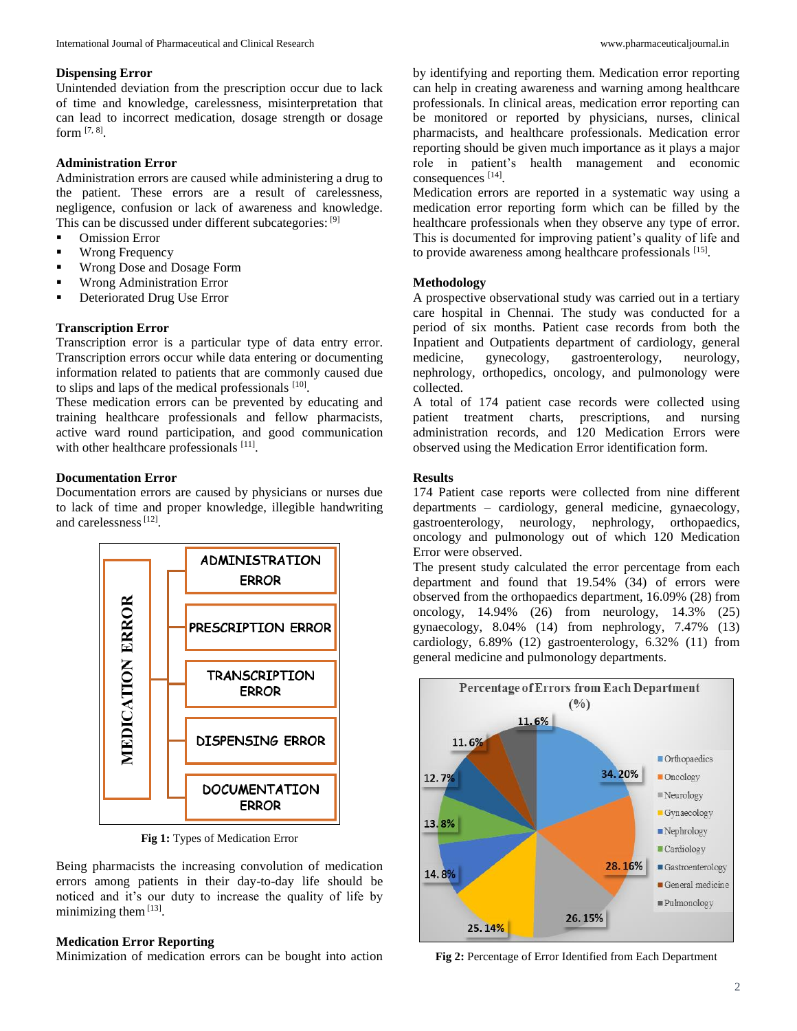### Dispensing Error

Unintended deviation from the prescription occur due to lack of time and knowledge, carelessness, misinterpretation that can lead to incorrect medication, dosage strength or dosage form [7, 8].

### Administration Error

Administration errors are caused while administering a drug to the patient. These errors are a result of carelessness, negligence, confusion or lack of awareness and knowledge. This can be discussed under different subcategories: [9]

- Omission Error
- Wrong Frequency
- Wrong Dose and Dosage Form
- Wrong Administration Error
- Deteriorated Drug Use Error

### Transcription Error

Transcription error is a particular type of data entry error. Transcription errors occur while data entering or documenting information related to patients that are commonly caused due to slips and laps of the medical professionals [10].

These medication errors can be prevented by educating and training healthcare professionals and fellow pharmacists, active ward round participation, and good communication with other healthcare professionals [11].

### Documentation Error

Documentation errors are caused by physicians or nurses due to lack of time and proper knowledge, illegible handwriting and carelessness [12].

MEDICATION ERROR
- ADMINISTRATION ERROR
- PRESCRIPTION ERROR
- TRANSCRIPTION ERROR
- DISPENSING ERROR
- DOCUMENTATION ERROR

**Fig 1:** Types of Medication Error

Being pharmacists the increasing convolution of medication errors among patients in their day-to-day life should be noticed and it's our duty to increase the quality of life by minimizing them [13].

### Medication Error Reporting

Minimization of medication errors can be bought into action by identifying and reporting them. Medication error reporting can help in creating awareness and warning among healthcare professionals. In clinical areas, medication error reporting can be monitored or reported by physicians, nurses, clinical pharmacists, and healthcare professionals. Medication error reporting should be given much importance as it plays a major role in patient's health management and economic consequences [14].

Medication errors are reported in a systematic way using a medication error reporting form which can be filled by the healthcare professionals when they observe any type of error. This is documented for improving patient's quality of life and to provide awareness among healthcare professionals [15].

### Methodology

A prospective observational study was carried out in a tertiary care hospital in Chennai. The study was conducted for a period of six months. Patient case records from both the Inpatient and Outpatients department of cardiology, general medicine, gynecology, gastroenterology, neurology, nephrology, orthopedics, oncology, and pulmonology were collected.

A total of 174 patient case records were collected using patient treatment charts, prescriptions, and nursing administration records, and 120 Medication Errors were observed using the Medication Error identification form.

### Results

174 Patient case reports were collected from nine different departments – cardiology, general medicine, gynaecology, gastroenterology, neurology, nephrology, orthopaedics, oncology and pulmonology out of which 120 Medication Error were observed.

The present study calculated the error percentage from each department and found that 19.54% (34) of errors were observed from the orthopaedics department, 16.09% (28) from oncology, 14.94% (26) from neurology, 14.3% (25) gynaecology, 8.04% (14) from nephrology, 7.47% (13) cardiology, 6.89% (12) gastroenterology, 6.32% (11) from general medicine and pulmonology departments.

Percentage of Errors from Each Department (%)

| Department | % |
|---|---|
| Orthopaedics | 34.20% |
| Oncology | 28.16% |
| Neurology | 26.15% |
| Gynaecology | 25.14% |
| Nephrology | 14.8% |
| Cardiology | 13.8% |
| Gastroenterology | 12.7% |
| General medicine | 11.6% |
| Pulmonology | 11.6% |

**Fig 2:** Percentage of Error Identified from Each Department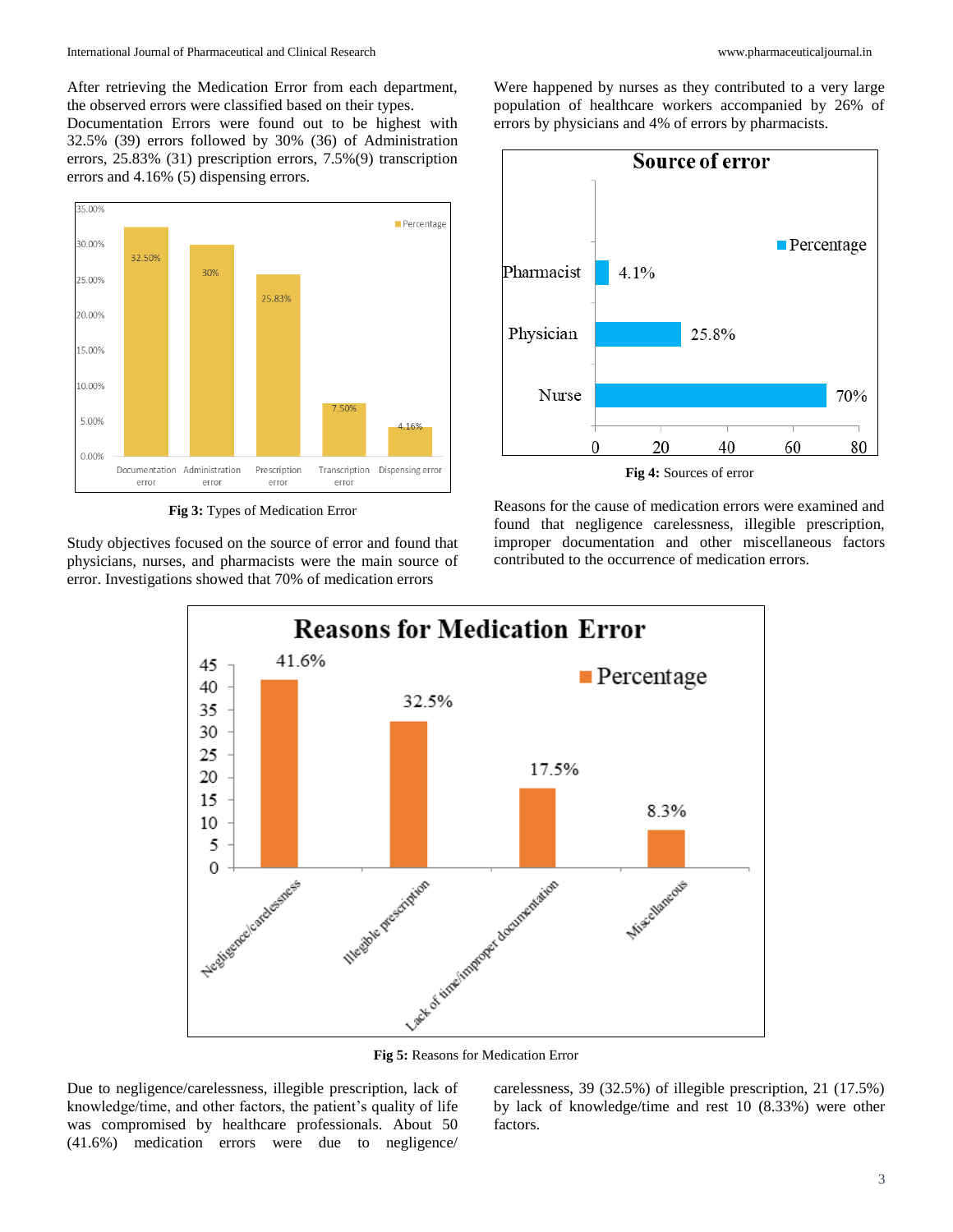After retrieving the Medication Error from each department, the observed errors were classified based on their types. Documentation Errors were found out to be highest with 32.5% (39) errors followed by 30% (36) of Administration errors, 25.83% (31) prescription errors, 7.5%(9) transcription errors and 4.16% (5) dispensing errors.

**Fig 3:** Types of Medication Error

Study objectives focused on the source of error and found that physicians, nurses, and pharmacists were the main source of error. Investigations showed that 70% of medication errors were happened by nurses as they contributed to a very large population of healthcare workers accompanied by 26% of errors by physicians and 4% of errors by pharmacists.

**Fig 4:** Sources of error

Reasons for the cause of medication errors were examined and found that negligence carelessness, illegible prescription, improper documentation and other miscellaneous factors contributed to the occurrence of medication errors.

**Fig 5:** Reasons for Medication Error

Due to negligence/carelessness, illegible prescription, lack of knowledge/time, and other factors, the patient's quality of life was compromised by healthcare professionals. About 50 (41.6%) medication errors were due to negligence/ carelessness, 39 (32.5%) of illegible prescription, 21 (17.5%) by lack of knowledge/time and rest 10 (8.33%) were other factors.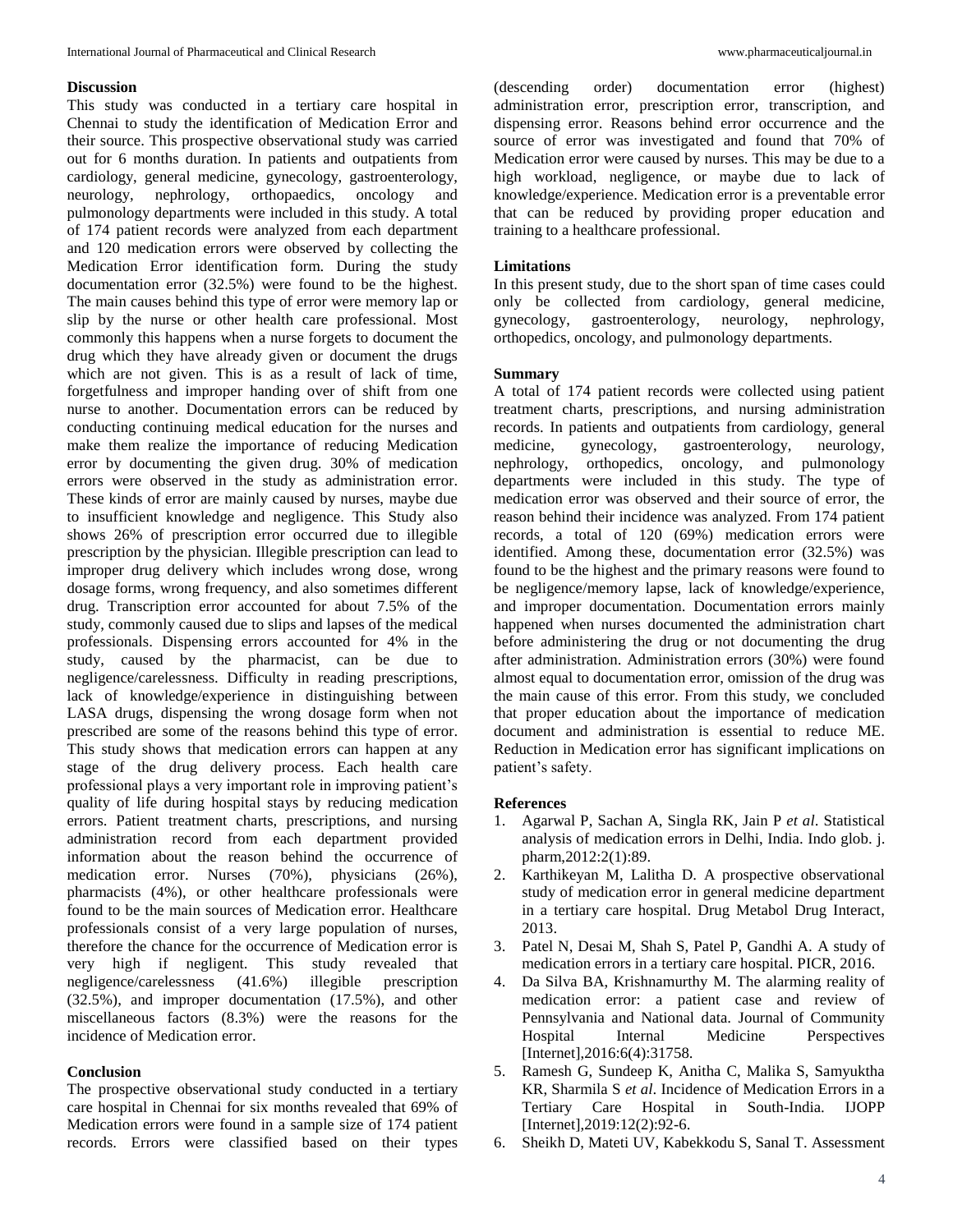## Discussion

This study was conducted in a tertiary care hospital in Chennai to study the identification of Medication Error and their source. This prospective observational study was carried out for 6 months duration. In patients and outpatients from cardiology, general medicine, gynecology, gastroenterology, neurology, nephrology, orthopaedics, oncology and pulmonology departments were included in this study. A total of 174 patient records were analyzed from each department and 120 medication errors were observed by collecting the Medication Error identification form. During the study documentation error (32.5%) were found to be the highest. The main causes behind this type of error were memory lap or slip by the nurse or other health care professional. Most commonly this happens when a nurse forgets to document the drug which they have already given or document the drugs which are not given. This is as a result of lack of time, forgetfulness and improper handing over of shift from one nurse to another. Documentation errors can be reduced by conducting continuing medical education for the nurses and make them realize the importance of reducing Medication error by documenting the given drug. 30% of medication errors were observed in the study as administration error. These kinds of error are mainly caused by nurses, maybe due to insufficient knowledge and negligence. This Study also shows 26% of prescription error occurred due to illegible prescription by the physician. Illegible prescription can lead to improper drug delivery which includes wrong dose, wrong dosage forms, wrong frequency, and also sometimes different drug. Transcription error accounted for about 7.5% of the study, commonly caused due to slips and lapses of the medical professionals. Dispensing errors accounted for 4% in the study, caused by the pharmacist, can be due to negligence/carelessness. Difficulty in reading prescriptions, lack of knowledge/experience in distinguishing between LASA drugs, dispensing the wrong dosage form when not prescribed are some of the reasons behind this type of error. This study shows that medication errors can happen at any stage of the drug delivery process. Each health care professional plays a very important role in improving patient's quality of life during hospital stays by reducing medication errors. Patient treatment charts, prescriptions, and nursing administration record from each department provided information about the reason behind the occurrence of medication error. Nurses (70%), physicians (26%), pharmacists (4%), or other healthcare professionals were found to be the main sources of Medication error. Healthcare professionals consist of a very large population of nurses, therefore the chance for the occurrence of Medication error is very high if negligent. This study revealed that negligence/carelessness (41.6%) illegible prescription (32.5%), and improper documentation (17.5%), and other miscellaneous factors (8.3%) were the reasons for the incidence of Medication error.

## Conclusion

The prospective observational study conducted in a tertiary care hospital in Chennai for six months revealed that 69% of Medication errors were found in a sample size of 174 patient records. Errors were classified based on their types (descending order) documentation error (highest) administration error, prescription error, transcription, and dispensing error. Reasons behind error occurrence and the source of error was investigated and found that 70% of Medication error were caused by nurses. This may be due to a high workload, negligence, or maybe due to lack of knowledge/experience. Medication error is a preventable error that can be reduced by providing proper education and training to a healthcare professional.

## Limitations

In this present study, due to the short span of time cases could only be collected from cardiology, general medicine, gynecology, gastroenterology, neurology, nephrology, orthopedics, oncology, and pulmonology departments.

## Summary

A total of 174 patient records were collected using patient treatment charts, prescriptions, and nursing administration records. In patients and outpatients from cardiology, general medicine, gynecology, gastroenterology, neurology, nephrology, orthopedics, oncology, and pulmonology departments were included in this study. The type of medication error was observed and their source of error, the reason behind their incidence was analyzed. From 174 patient records, a total of 120 (69%) medication errors were identified. Among these, documentation error (32.5%) was found to be the highest and the primary reasons were found to be negligence/memory lapse, lack of knowledge/experience, and improper documentation. Documentation errors mainly happened when nurses documented the administration chart before administering the drug or not documenting the drug after administration. Administration errors (30%) were found almost equal to documentation error, omission of the drug was the main cause of this error. From this study, we concluded that proper education about the importance of medication document and administration is essential to reduce ME. Reduction in Medication error has significant implications on patient's safety.

## References

1. Agarwal P, Sachan A, Singla RK, Jain P *et al*. Statistical analysis of medication errors in Delhi, India. Indo glob. j. pharm,2012:2(1):89.
2. Karthikeyan M, Lalitha D. A prospective observational study of medication error in general medicine department in a tertiary care hospital. Drug Metabol Drug Interact, 2013.
3. Patel N, Desai M, Shah S, Patel P, Gandhi A. A study of medication errors in a tertiary care hospital. PICR, 2016.
4. Da Silva BA, Krishnamurthy M. The alarming reality of medication error: a patient case and review of Pennsylvania and National data. Journal of Community Hospital Internal Medicine Perspectives [Internet],2016:6(4):31758.
5. Ramesh G, Sundeep K, Anitha C, Malika S, Samyuktha KR, Sharmila S *et al*. Incidence of Medication Errors in a Tertiary Care Hospital in South-India. IJOPP [Internet],2019:12(2):92-6.
6. Sheikh D, Mateti UV, Kabekkodu S, Sanal T. Assessment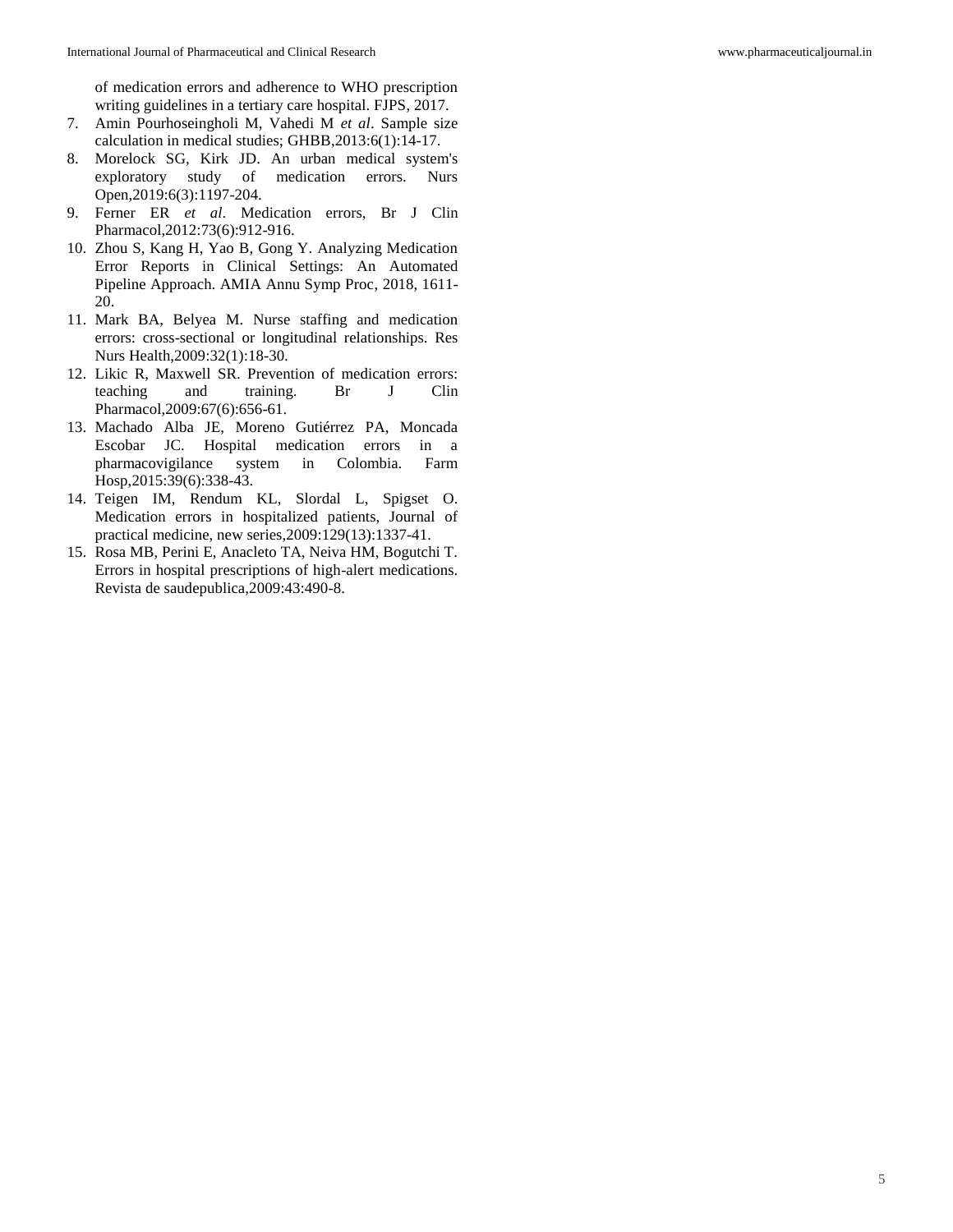of medication errors and adherence to WHO prescription writing guidelines in a tertiary care hospital. FJPS, 2017.

7. Amin Pourhoseingholi M, Vahedi M *et al*. Sample size calculation in medical studies; GHBB,2013:6(1):14-17.
8. Morelock SG, Kirk JD. An urban medical system's exploratory study of medication errors. Nurs Open,2019:6(3):1197-204.
9. Ferner ER *et al*. Medication errors, Br J Clin Pharmacol,2012:73(6):912-916.
10. Zhou S, Kang H, Yao B, Gong Y. Analyzing Medication Error Reports in Clinical Settings: An Automated Pipeline Approach. AMIA Annu Symp Proc, 2018, 1611-20.
11. Mark BA, Belyea M. Nurse staffing and medication errors: cross-sectional or longitudinal relationships. Res Nurs Health,2009:32(1):18-30.
12. Likic R, Maxwell SR. Prevention of medication errors: teaching and training. Br J Clin Pharmacol,2009:67(6):656-61.
13. Machado Alba JE, Moreno Gutiérrez PA, Moncada Escobar JC. Hospital medication errors in a pharmacovigilance system in Colombia. Farm Hosp,2015:39(6):338-43.
14. Teigen IM, Rendum KL, Slordal L, Spigset O. Medication errors in hospitalized patients, Journal of practical medicine, new series,2009:129(13):1337-41.
15. Rosa MB, Perini E, Anacleto TA, Neiva HM, Bogutchi T. Errors in hospital prescriptions of high-alert medications. Revista de saudepublica,2009:43:490-8.